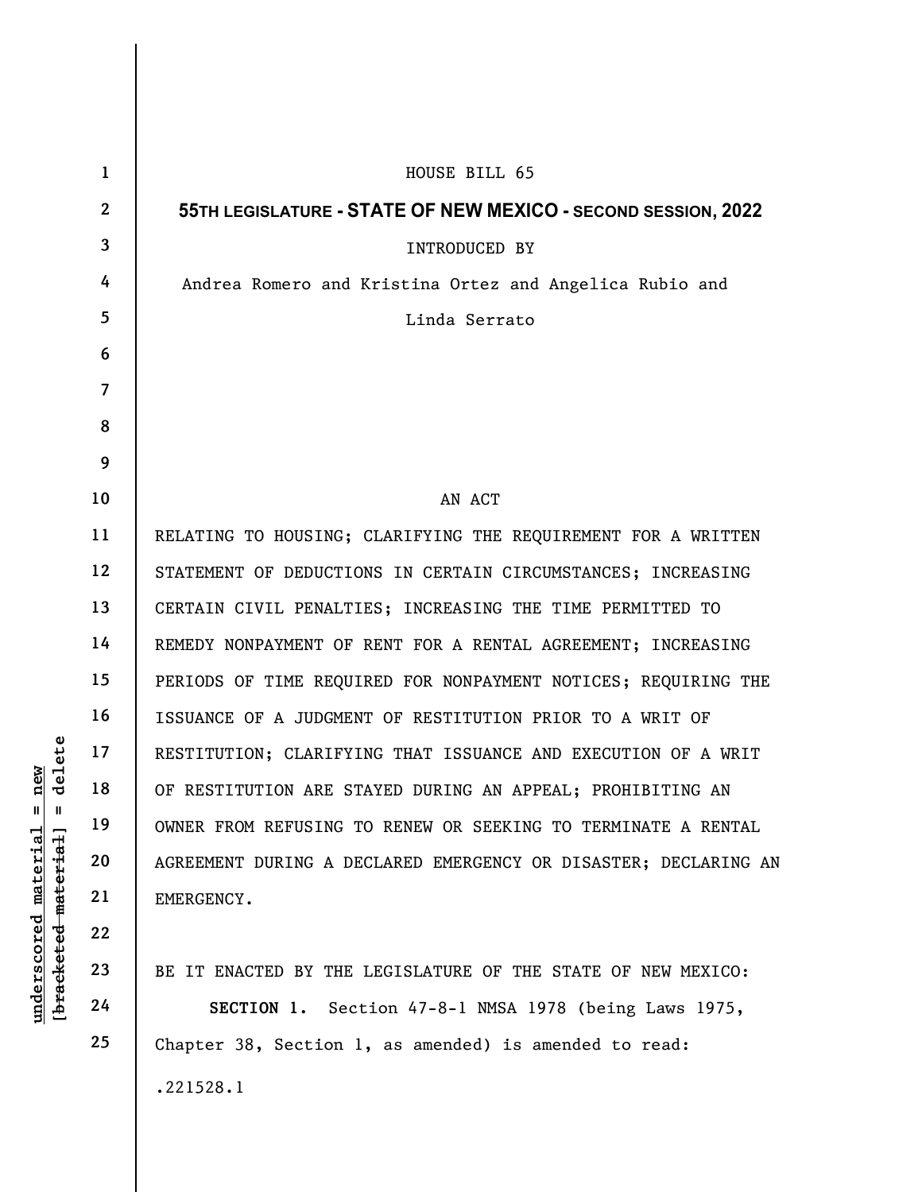HOUSE BILL 65

**55TH LEGISLATURE - STATE OF NEW MEXICO - SECOND SESSION, 2022**

INTRODUCED BY

Andrea Romero and Kristina Ortez and Angelica Rubio and Linda Serrato

AN ACT

RELATING TO HOUSING; CLARIFYING THE REQUIREMENT FOR A WRITTEN STATEMENT OF DEDUCTIONS IN CERTAIN CIRCUMSTANCES; INCREASING CERTAIN CIVIL PENALTIES; INCREASING THE TIME PERMITTED TO REMEDY NONPAYMENT OF RENT FOR A RENTAL AGREEMENT; INCREASING PERIODS OF TIME REQUIRED FOR NONPAYMENT NOTICES; REQUIRING THE ISSUANCE OF A JUDGMENT OF RESTITUTION PRIOR TO A WRIT OF RESTITUTION; CLARIFYING THAT ISSUANCE AND EXECUTION OF A WRIT OF RESTITUTION ARE STAYED DURING AN APPEAL; PROHIBITING AN OWNER FROM REFUSING TO RENEW OR SEEKING TO TERMINATE A RENTAL AGREEMENT DURING A DECLARED EMERGENCY OR DISASTER; DECLARING AN EMERGENCY.

BE IT ENACTED BY THE LEGISLATURE OF THE STATE OF NEW MEXICO:

**SECTION 1.** Section 47-8-1 NMSA 1978 (being Laws 1975, Chapter 38, Section 1, as amended) is amended to read:

.221528.1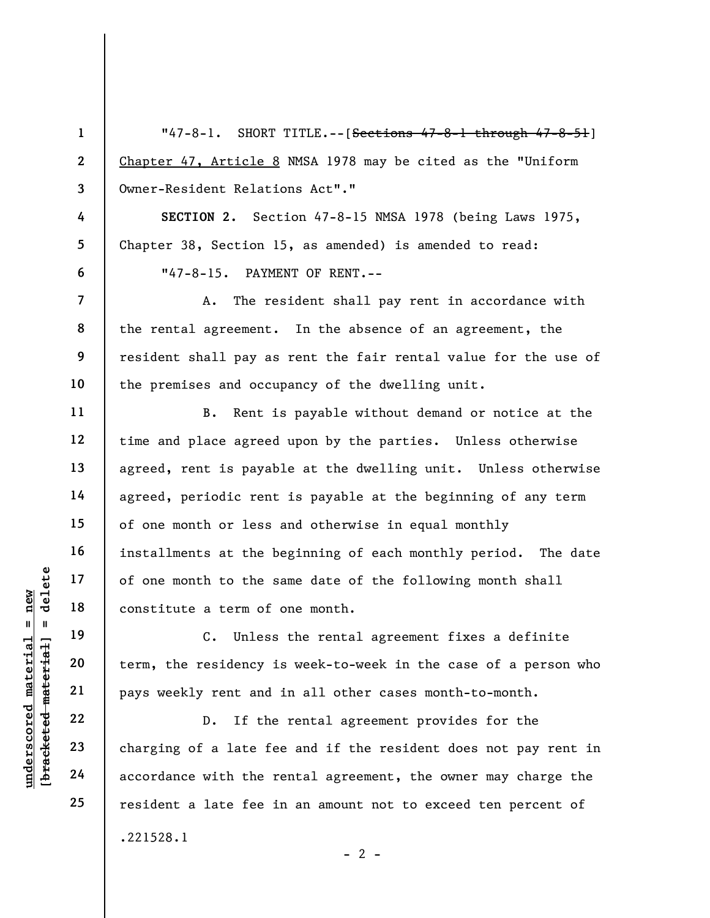"47-8-1. SHORT TITLE.--[~~Sections 47-8-1 through 47-8-51~~] <u>Chapter 47, Article 8</u> NMSA 1978 may be cited as the "Uniform Owner-Resident Relations Act"."

**SECTION 2.** Section 47-8-15 NMSA 1978 (being Laws 1975, Chapter 38, Section 15, as amended) is amended to read:

"47-8-15. PAYMENT OF RENT.--

A. The resident shall pay rent in accordance with the rental agreement. In the absence of an agreement, the resident shall pay as rent the fair rental value for the use of the premises and occupancy of the dwelling unit.

B. Rent is payable without demand or notice at the time and place agreed upon by the parties. Unless otherwise agreed, rent is payable at the dwelling unit. Unless otherwise agreed, periodic rent is payable at the beginning of any term of one month or less and otherwise in equal monthly installments at the beginning of each monthly period. The date of one month to the same date of the following month shall constitute a term of one month.

C. Unless the rental agreement fixes a definite term, the residency is week-to-week in the case of a person who pays weekly rent and in all other cases month-to-month.

D. If the rental agreement provides for the charging of a late fee and if the resident does not pay rent in accordance with the rental agreement, the owner may charge the resident a late fee in an amount not to exceed ten percent of

.221528.1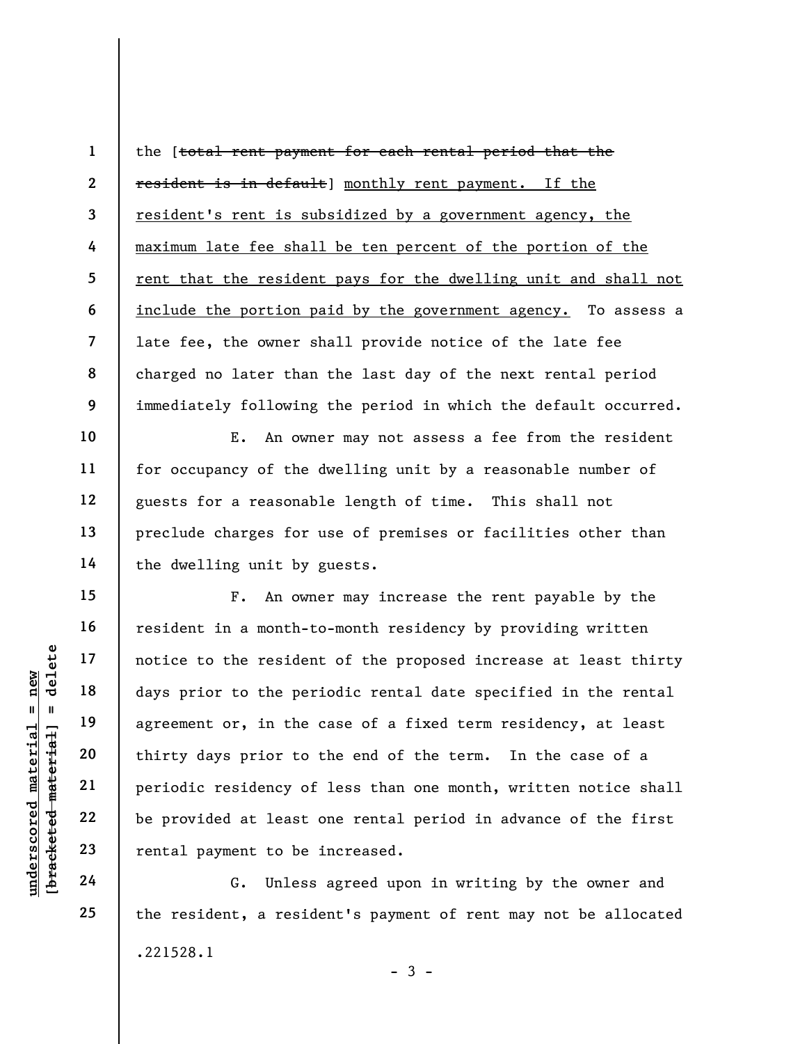the [~~total rent payment for each rental period that the resident is in default~~] <u>monthly rent payment. If the resident's rent is subsidized by a government agency, the maximum late fee shall be ten percent of the portion of the rent that the resident pays for the dwelling unit and shall not include the portion paid by the government agency.</u> To assess a late fee, the owner shall provide notice of the late fee charged no later than the last day of the next rental period immediately following the period in which the default occurred.

E. An owner may not assess a fee from the resident for occupancy of the dwelling unit by a reasonable number of guests for a reasonable length of time. This shall not preclude charges for use of premises or facilities other than the dwelling unit by guests.

F. An owner may increase the rent payable by the resident in a month-to-month residency by providing written notice to the resident of the proposed increase at least thirty days prior to the periodic rental date specified in the rental agreement or, in the case of a fixed term residency, at least thirty days prior to the end of the term. In the case of a periodic residency of less than one month, written notice shall be provided at least one rental period in advance of the first rental payment to be increased.

G. Unless agreed upon in writing by the owner and the resident, a resident's payment of rent may not be allocated

.221528.1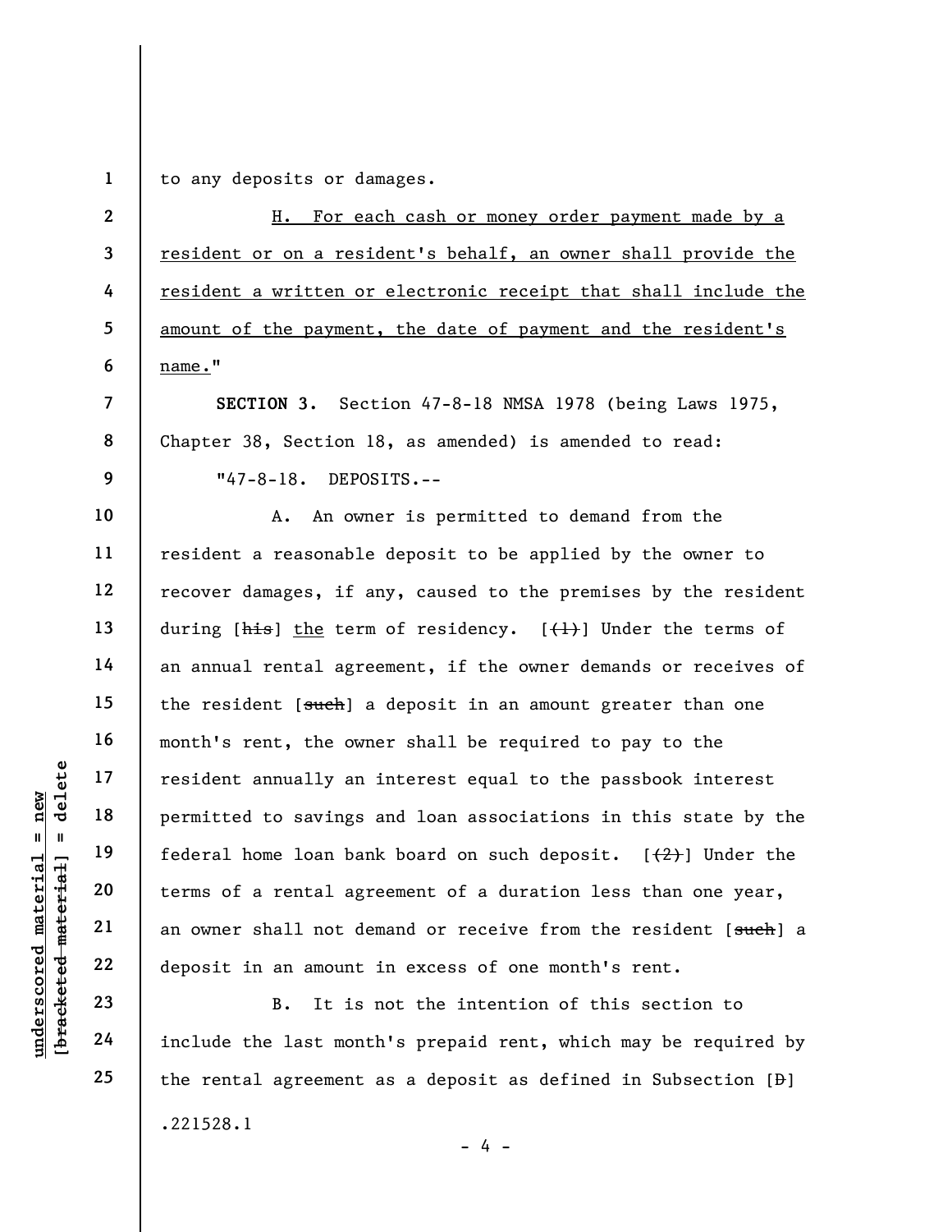to any deposits or damages.

<u>H. For each cash or money order payment made by a resident or on a resident's behalf, an owner shall provide the resident a written or electronic receipt that shall include the amount of the payment, the date of payment and the resident's name.</u>"

**SECTION 3.** Section 47-8-18 NMSA 1978 (being Laws 1975, Chapter 38, Section 18, as amended) is amended to read:

"47-8-18. DEPOSITS.--

A. An owner is permitted to demand from the resident a reasonable deposit to be applied by the owner to recover damages, if any, caused to the premises by the resident during [~~his~~] <u>the</u> term of residency. [~~(1)~~] Under the terms of an annual rental agreement, if the owner demands or receives of the resident [~~such~~] a deposit in an amount greater than one month's rent, the owner shall be required to pay to the resident annually an interest equal to the passbook interest permitted to savings and loan associations in this state by the federal home loan bank board on such deposit. [~~(2)~~] Under the terms of a rental agreement of a duration less than one year, an owner shall not demand or receive from the resident [~~such~~] a deposit in an amount in excess of one month's rent.

B. It is not the intention of this section to include the last month's prepaid rent, which may be required by the rental agreement as a deposit as defined in Subsection [~~D~~]

.221528.1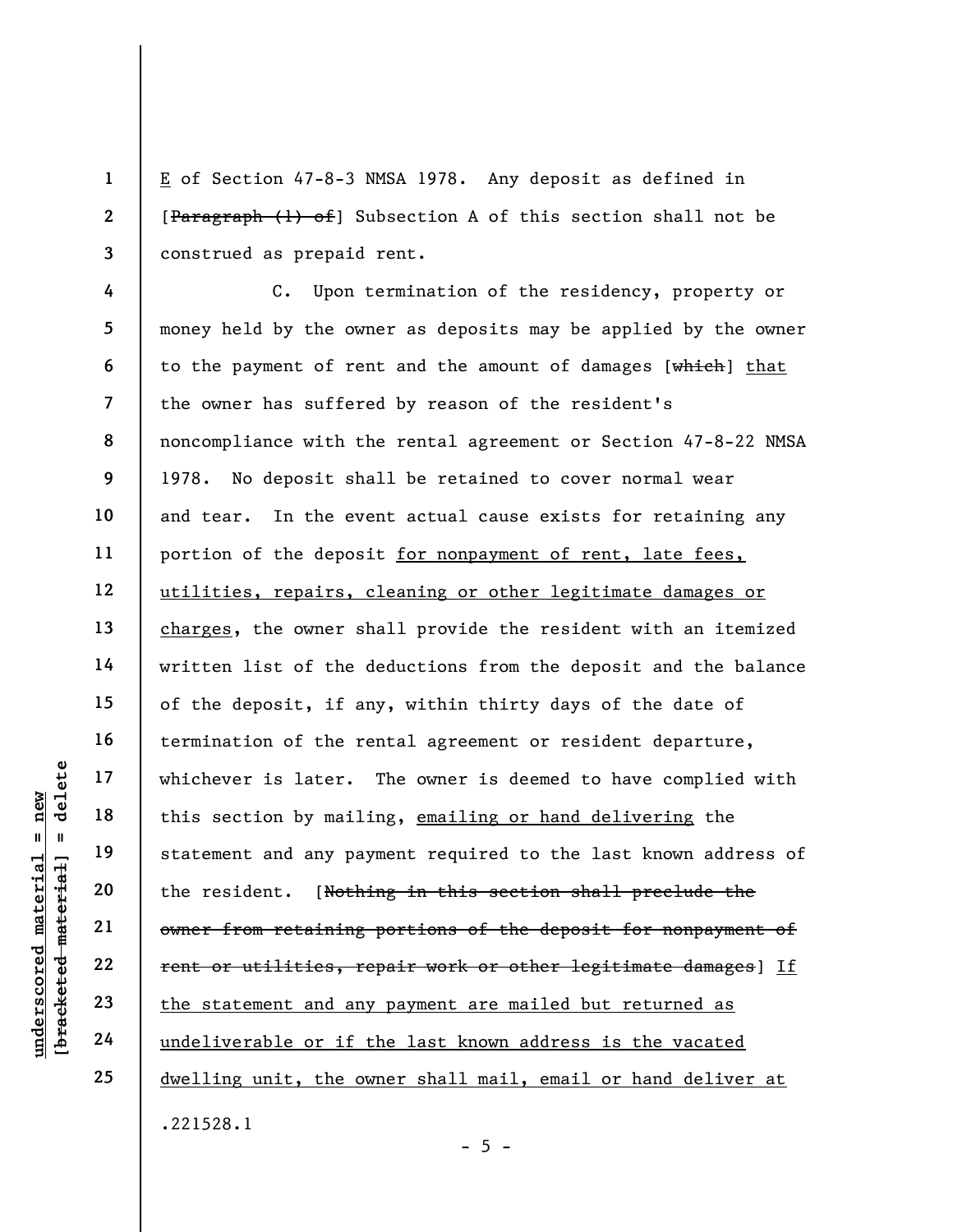E of Section 47-8-3 NMSA 1978. Any deposit as defined in [~~Paragraph (1) of~~] Subsection A of this section shall not be construed as prepaid rent.

C. Upon termination of the residency, property or money held by the owner as deposits may be applied by the owner to the payment of rent and the amount of damages [~~which~~] <u>that</u> the owner has suffered by reason of the resident's noncompliance with the rental agreement or Section 47-8-22 NMSA 1978. No deposit shall be retained to cover normal wear and tear. In the event actual cause exists for retaining any portion of the deposit <u>for nonpayment of rent, late fees, utilities, repairs, cleaning or other legitimate damages or charges</u>, the owner shall provide the resident with an itemized written list of the deductions from the deposit and the balance of the deposit, if any, within thirty days of the date of termination of the rental agreement or resident departure, whichever is later. The owner is deemed to have complied with this section by mailing, <u>emailing or hand delivering</u> the statement and any payment required to the last known address of the resident. [~~Nothing in this section shall preclude the owner from retaining portions of the deposit for nonpayment of rent or utilities, repair work or other legitimate damages~~] <u>If the statement and any payment are mailed but returned as undeliverable or if the last known address is the vacated dwelling unit, the owner shall mail, email or hand deliver at</u>

.221528.1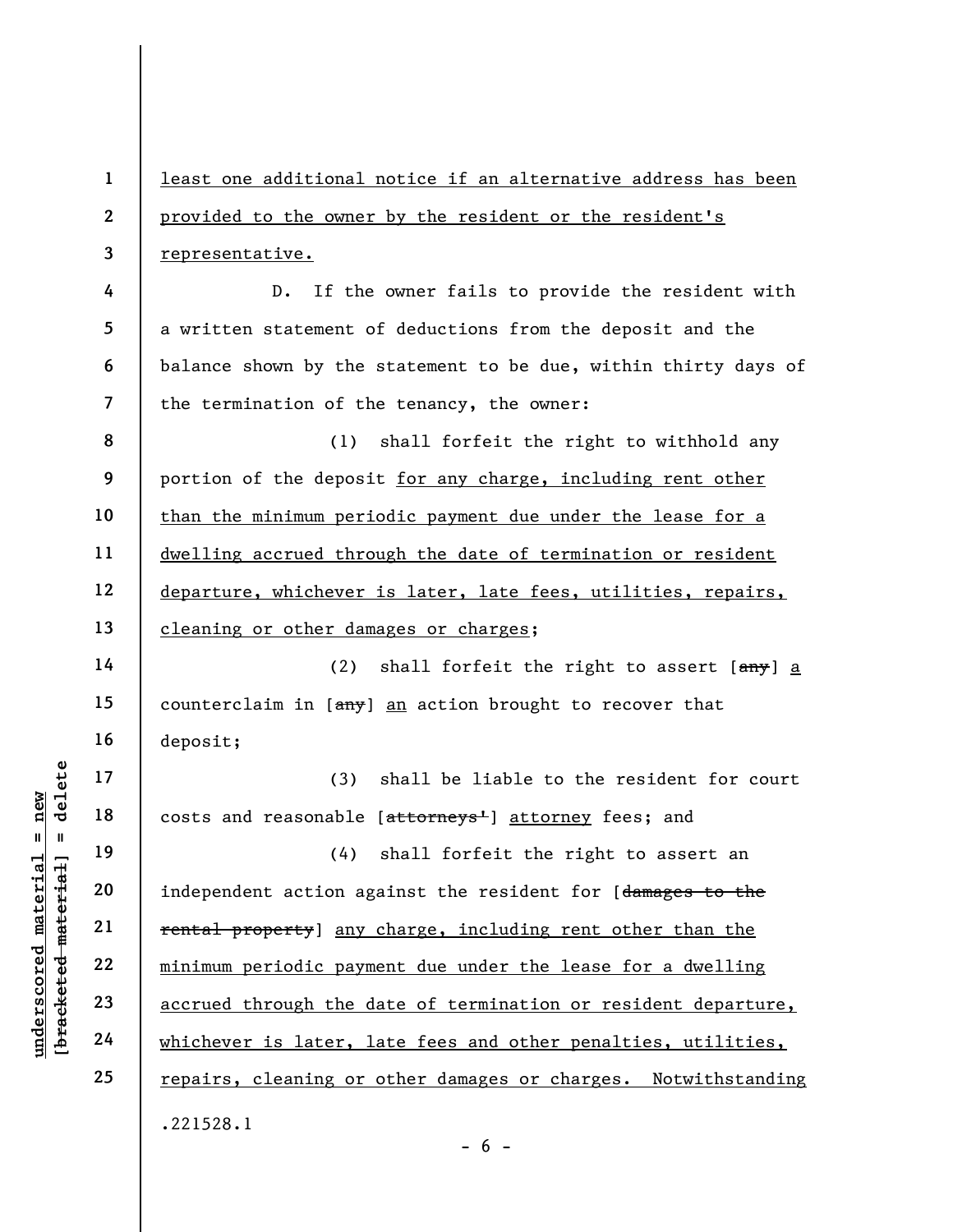least one additional notice if an alternative address has been provided to the owner by the resident or the resident's representative.

D. If the owner fails to provide the resident with a written statement of deductions from the deposit and the balance shown by the statement to be due, within thirty days of the termination of the tenancy, the owner:

(1) shall forfeit the right to withhold any portion of the deposit for any charge, including rent other than the minimum periodic payment due under the lease for a dwelling accrued through the date of termination or resident departure, whichever is later, late fees, utilities, repairs, cleaning or other damages or charges;

(2) shall forfeit the right to assert [~~any~~] a counterclaim in [~~any~~] an action brought to recover that deposit;

(3) shall be liable to the resident for court costs and reasonable [~~attorneys'~~] attorney fees; and

(4) shall forfeit the right to assert an independent action against the resident for [~~damages to the rental property~~] any charge, including rent other than the minimum periodic payment due under the lease for a dwelling accrued through the date of termination or resident departure, whichever is later, late fees and other penalties, utilities, repairs, cleaning or other damages or charges. Notwithstanding

.221528.1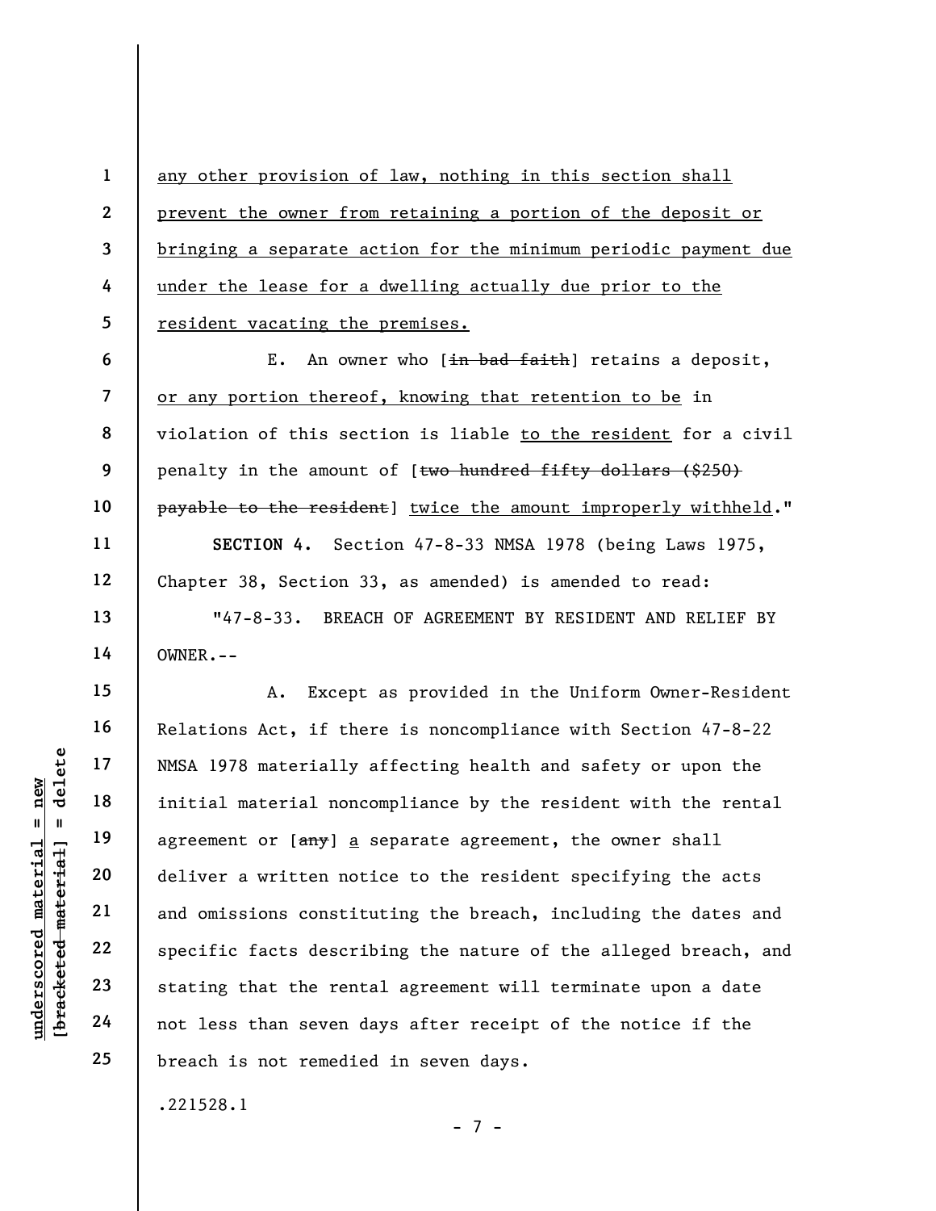any other provision of law, nothing in this section shall prevent the owner from retaining a portion of the deposit or bringing a separate action for the minimum periodic payment due under the lease for a dwelling actually due prior to the resident vacating the premises.

E. An owner who [in bad faith] retains a deposit, or any portion thereof, knowing that retention to be in violation of this section is liable to the resident for a civil penalty in the amount of [two hundred fifty dollars ($250) payable to the resident] twice the amount improperly withheld."

**SECTION 4.** Section 47-8-33 NMSA 1978 (being Laws 1975, Chapter 38, Section 33, as amended) is amended to read:

"47-8-33. BREACH OF AGREEMENT BY RESIDENT AND RELIEF BY OWNER.--

A. Except as provided in the Uniform Owner-Resident Relations Act, if there is noncompliance with Section 47-8-22 NMSA 1978 materially affecting health and safety or upon the initial material noncompliance by the resident with the rental agreement or [any] a separate agreement, the owner shall deliver a written notice to the resident specifying the acts and omissions constituting the breach, including the dates and specific facts describing the nature of the alleged breach, and stating that the rental agreement will terminate upon a date not less than seven days after receipt of the notice if the breach is not remedied in seven days.

.221528.1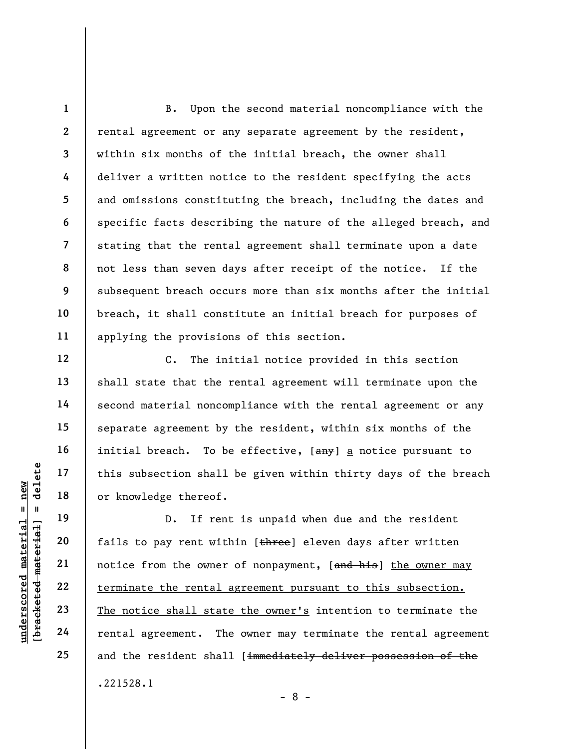B. Upon the second material noncompliance with the rental agreement or any separate agreement by the resident, within six months of the initial breach, the owner shall deliver a written notice to the resident specifying the acts and omissions constituting the breach, including the dates and specific facts describing the nature of the alleged breach, and stating that the rental agreement shall terminate upon a date not less than seven days after receipt of the notice. If the subsequent breach occurs more than six months after the initial breach, it shall constitute an initial breach for purposes of applying the provisions of this section.

C. The initial notice provided in this section shall state that the rental agreement will terminate upon the second material noncompliance with the rental agreement or any separate agreement by the resident, within six months of the initial breach. To be effective, [~~any~~] a notice pursuant to this subsection shall be given within thirty days of the breach or knowledge thereof.

D. If rent is unpaid when due and the resident fails to pay rent within [~~three~~] eleven days after written notice from the owner of nonpayment, [~~and his~~] the owner may terminate the rental agreement pursuant to this subsection. The notice shall state the owner's intention to terminate the rental agreement. The owner may terminate the rental agreement and the resident shall [~~immediately deliver possession of the~~

.221528.1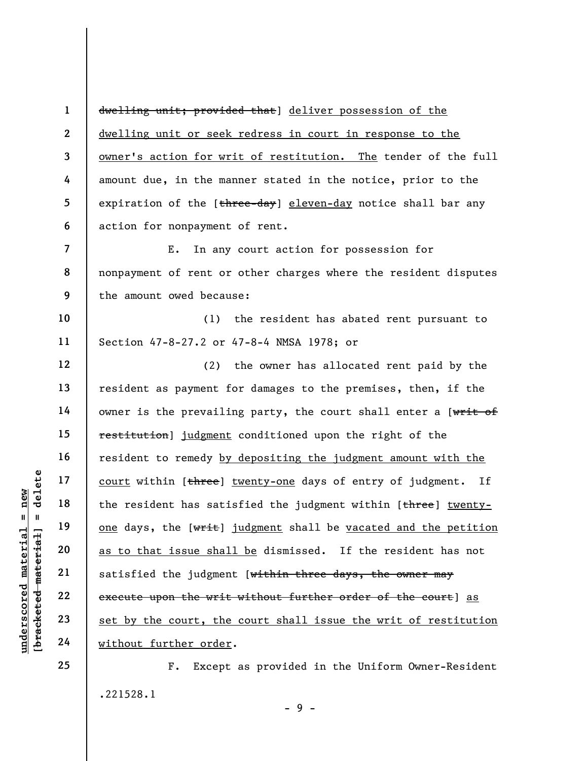dwelling unit; provided that] deliver possession of the dwelling unit or seek redress in court in response to the owner's action for writ of restitution. The tender of the full amount due, in the manner stated in the notice, prior to the expiration of the [three-day] eleven-day notice shall bar any action for nonpayment of rent.

E. In any court action for possession for nonpayment of rent or other charges where the resident disputes the amount owed because:

(1) the resident has abated rent pursuant to Section 47-8-27.2 or 47-8-4 NMSA 1978; or

(2) the owner has allocated rent paid by the resident as payment for damages to the premises, then, if the owner is the prevailing party, the court shall enter a [writ of restitution] judgment conditioned upon the right of the resident to remedy by depositing the judgment amount with the court within [three] twenty-one days of entry of judgment. If the resident has satisfied the judgment within [three] twenty-one days, the [writ] judgment shall be vacated and the petition as to that issue shall be dismissed. If the resident has not satisfied the judgment [within three days, the owner may execute upon the writ without further order of the court] as set by the court, the court shall issue the writ of restitution without further order.

F. Except as provided in the Uniform Owner-Resident

.221528.1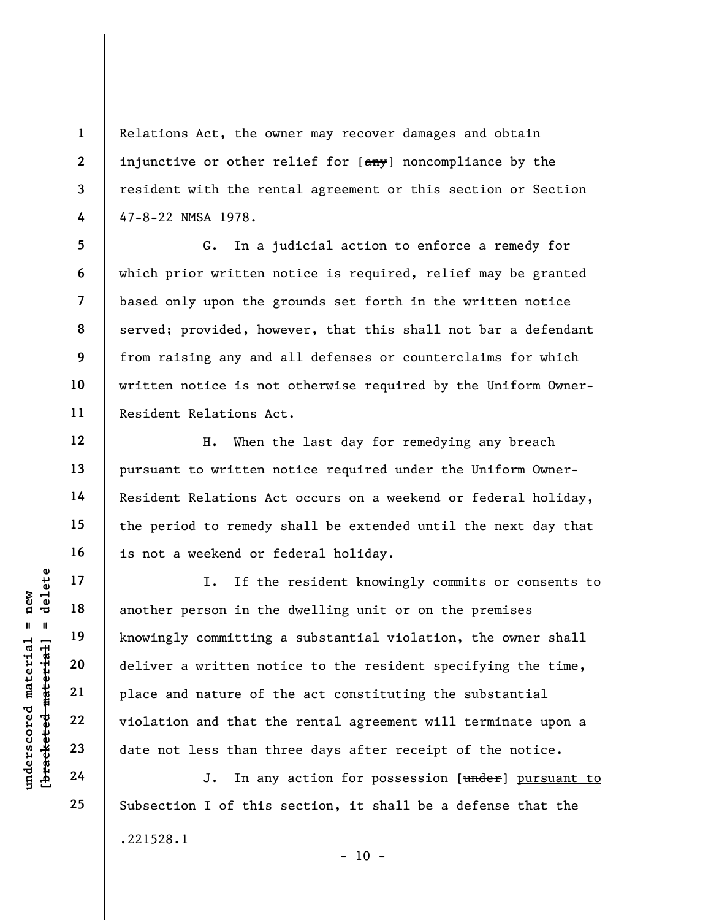Relations Act, the owner may recover damages and obtain injunctive or other relief for [~~any~~] noncompliance by the resident with the rental agreement or this section or Section 47-8-22 NMSA 1978.

G. In a judicial action to enforce a remedy for which prior written notice is required, relief may be granted based only upon the grounds set forth in the written notice served; provided, however, that this shall not bar a defendant from raising any and all defenses or counterclaims for which written notice is not otherwise required by the Uniform Owner-Resident Relations Act.

H. When the last day for remedying any breach pursuant to written notice required under the Uniform Owner-Resident Relations Act occurs on a weekend or federal holiday, the period to remedy shall be extended until the next day that is not a weekend or federal holiday.

I. If the resident knowingly commits or consents to another person in the dwelling unit or on the premises knowingly committing a substantial violation, the owner shall deliver a written notice to the resident specifying the time, place and nature of the act constituting the substantial violation and that the rental agreement will terminate upon a date not less than three days after receipt of the notice.

J. In any action for possession [~~under~~] <u>pursuant to</u> Subsection I of this section, it shall be a defense that the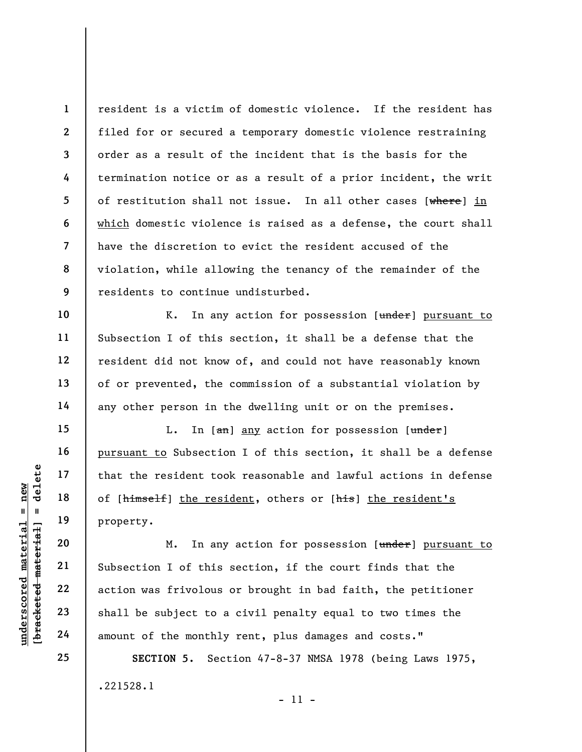resident is a victim of domestic violence. If the resident has filed for or secured a temporary domestic violence restraining order as a result of the incident that is the basis for the termination notice or as a result of a prior incident, the writ of restitution shall not issue. In all other cases [~~where~~] <u>in which</u> domestic violence is raised as a defense, the court shall have the discretion to evict the resident accused of the violation, while allowing the tenancy of the remainder of the residents to continue undisturbed.

K. In any action for possession [~~under~~] <u>pursuant to</u> Subsection I of this section, it shall be a defense that the resident did not know of, and could not have reasonably known of or prevented, the commission of a substantial violation by any other person in the dwelling unit or on the premises.

L. In [~~an~~] <u>any</u> action for possession [~~under~~] <u>pursuant to</u> Subsection I of this section, it shall be a defense that the resident took reasonable and lawful actions in defense of [~~himself~~] <u>the resident</u>, others or [~~his~~] <u>the resident's</u> property.

M. In any action for possession [~~under~~] <u>pursuant to</u> Subsection I of this section, if the court finds that the action was frivolous or brought in bad faith, the petitioner shall be subject to a civil penalty equal to two times the amount of the monthly rent, plus damages and costs."

**SECTION 5.** Section 47-8-37 NMSA 1978 (being Laws 1975,

.221528.1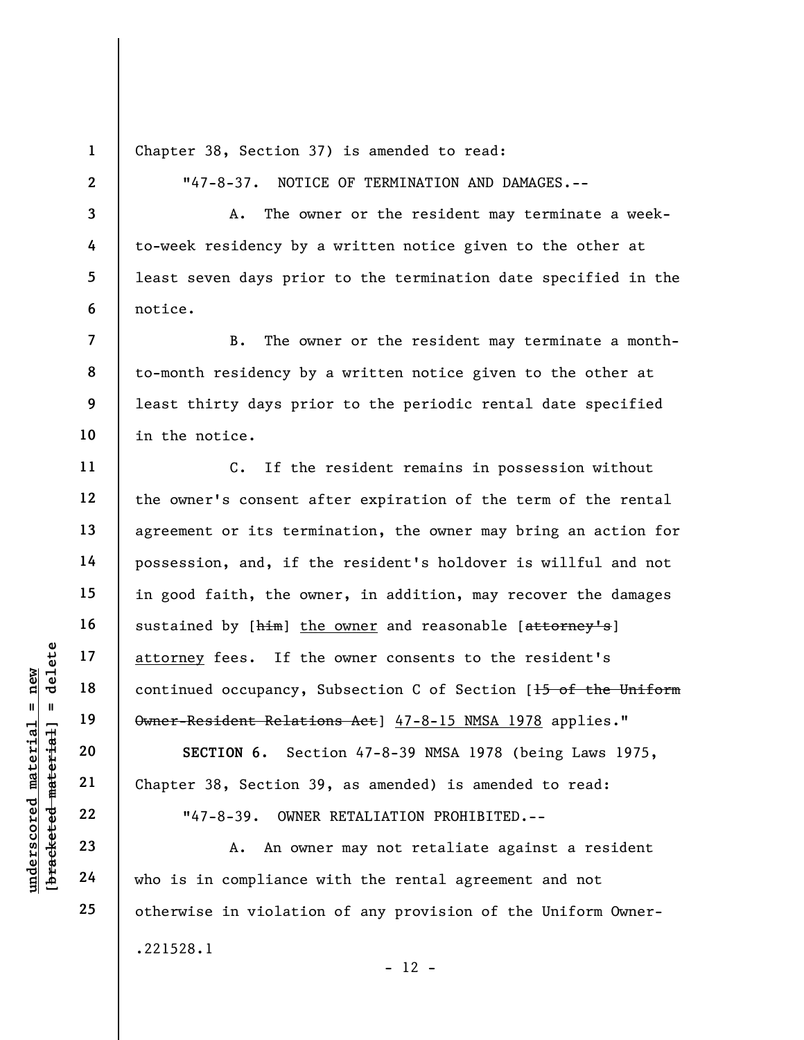Chapter 38, Section 37) is amended to read:

"47-8-37. NOTICE OF TERMINATION AND DAMAGES.--

A. The owner or the resident may terminate a week-to-week residency by a written notice given to the other at least seven days prior to the termination date specified in the notice.

B. The owner or the resident may terminate a month-to-month residency by a written notice given to the other at least thirty days prior to the periodic rental date specified in the notice.

C. If the resident remains in possession without the owner's consent after expiration of the term of the rental agreement or its termination, the owner may bring an action for possession, and, if the resident's holdover is willful and not in good faith, the owner, in addition, may recover the damages sustained by [~~him~~] <u>the owner</u> and reasonable [~~attorney's~~] <u>attorney</u> fees. If the owner consents to the resident's continued occupancy, Subsection C of Section [~~15 of the Uniform Owner-Resident Relations Act~~] <u>47-8-15 NMSA 1978</u> applies."

**SECTION 6.** Section 47-8-39 NMSA 1978 (being Laws 1975, Chapter 38, Section 39, as amended) is amended to read:

"47-8-39. OWNER RETALIATION PROHIBITED.--

A. An owner may not retaliate against a resident who is in compliance with the rental agreement and not otherwise in violation of any provision of the Uniform Owner-

.221528.1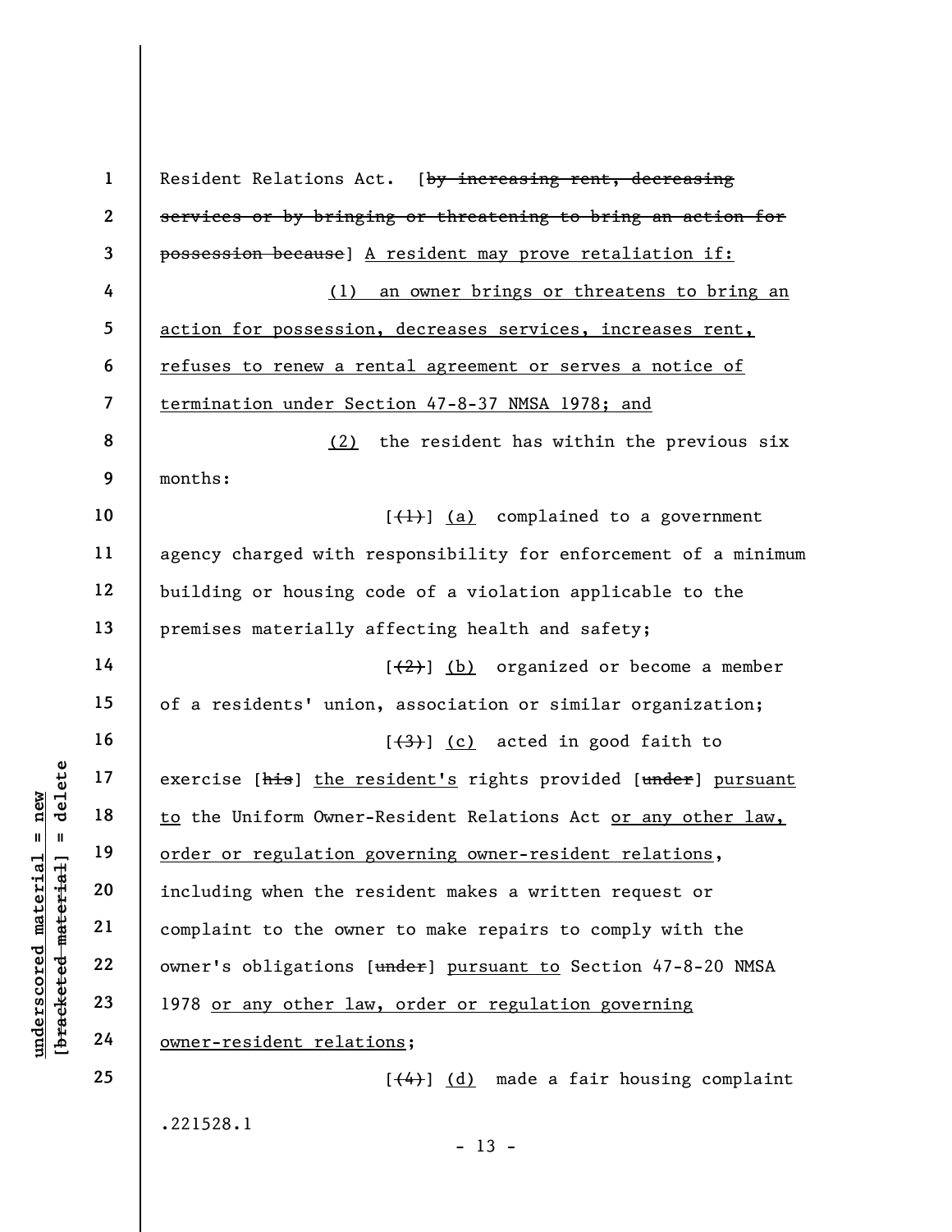Resident Relations Act. [~~by increasing rent, decreasing services or by bringing or threatening to bring an action for possession because~~] <u>A resident may prove retaliation if:</u>

<u>(1) an owner brings or threatens to bring an action for possession, decreases services, increases rent, refuses to renew a rental agreement or serves a notice of termination under Section 47-8-37 NMSA 1978; and</u>

<u>(2)</u> the resident has within the previous six months:

[~~(1)~~] <u>(a)</u> complained to a government agency charged with responsibility for enforcement of a minimum building or housing code of a violation applicable to the premises materially affecting health and safety;

[~~(2)~~] <u>(b)</u> organized or become a member of a residents' union, association or similar organization;

[~~(3)~~] <u>(c)</u> acted in good faith to exercise [~~his~~] <u>the resident's</u> rights provided [~~under~~] <u>pursuant to</u> the Uniform Owner-Resident Relations Act <u>or any other law, order or regulation governing owner-resident relations</u>, including when the resident makes a written request or complaint to the owner to make repairs to comply with the owner's obligations [~~under~~] <u>pursuant to</u> Section 47-8-20 NMSA 1978 <u>or any other law, order or regulation governing owner-resident relations</u>;

[~~(4)~~] <u>(d)</u> made a fair housing complaint

.221528.1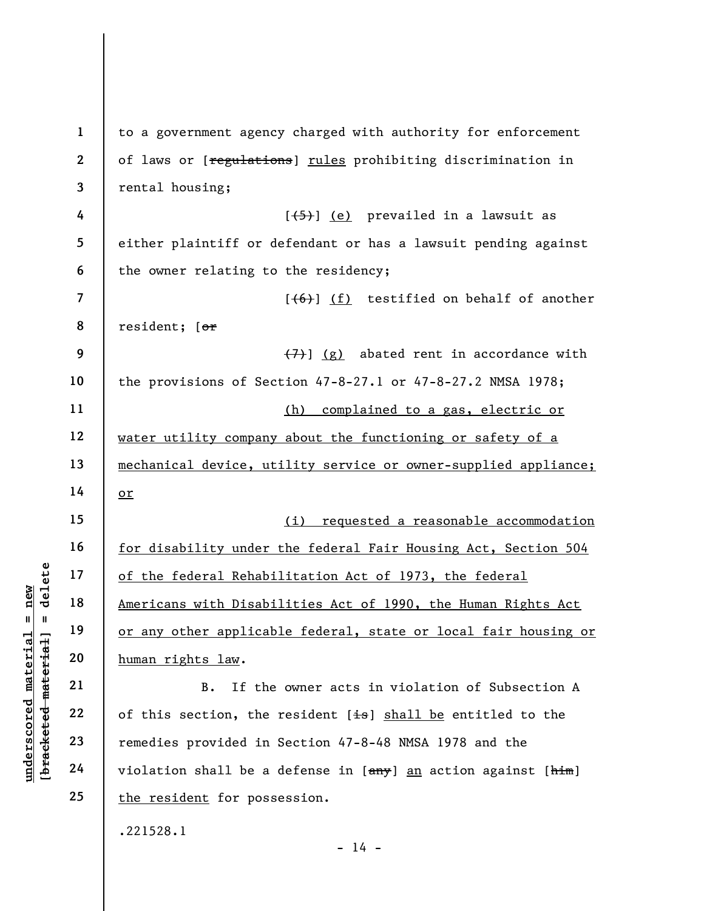to a government agency charged with authority for enforcement of laws or [~~regulations~~] <u>rules</u> prohibiting discrimination in rental housing;

[~~(5)~~] <u>(e)</u> prevailed in a lawsuit as either plaintiff or defendant or has a lawsuit pending against the owner relating to the residency;

[~~(6)~~] <u>(f)</u> testified on behalf of another resident; [~~or~~

~~(7)~~] <u>(g)</u> abated rent in accordance with the provisions of Section 47-8-27.1 or 47-8-27.2 NMSA 1978;

<u>(h) complained to a gas, electric or water utility company about the functioning or safety of a mechanical device, utility service or owner-supplied appliance; or</u>

<u>(i) requested a reasonable accommodation for disability under the federal Fair Housing Act, Section 504 of the federal Rehabilitation Act of 1973, the federal Americans with Disabilities Act of 1990, the Human Rights Act or any other applicable federal, state or local fair housing or human rights law</u>.

B. If the owner acts in violation of Subsection A of this section, the resident [~~is~~] <u>shall be</u> entitled to the remedies provided in Section 47-8-48 NMSA 1978 and the violation shall be a defense in [~~any~~] <u>an</u> action against [~~him~~] <u>the resident</u> for possession.

.221528.1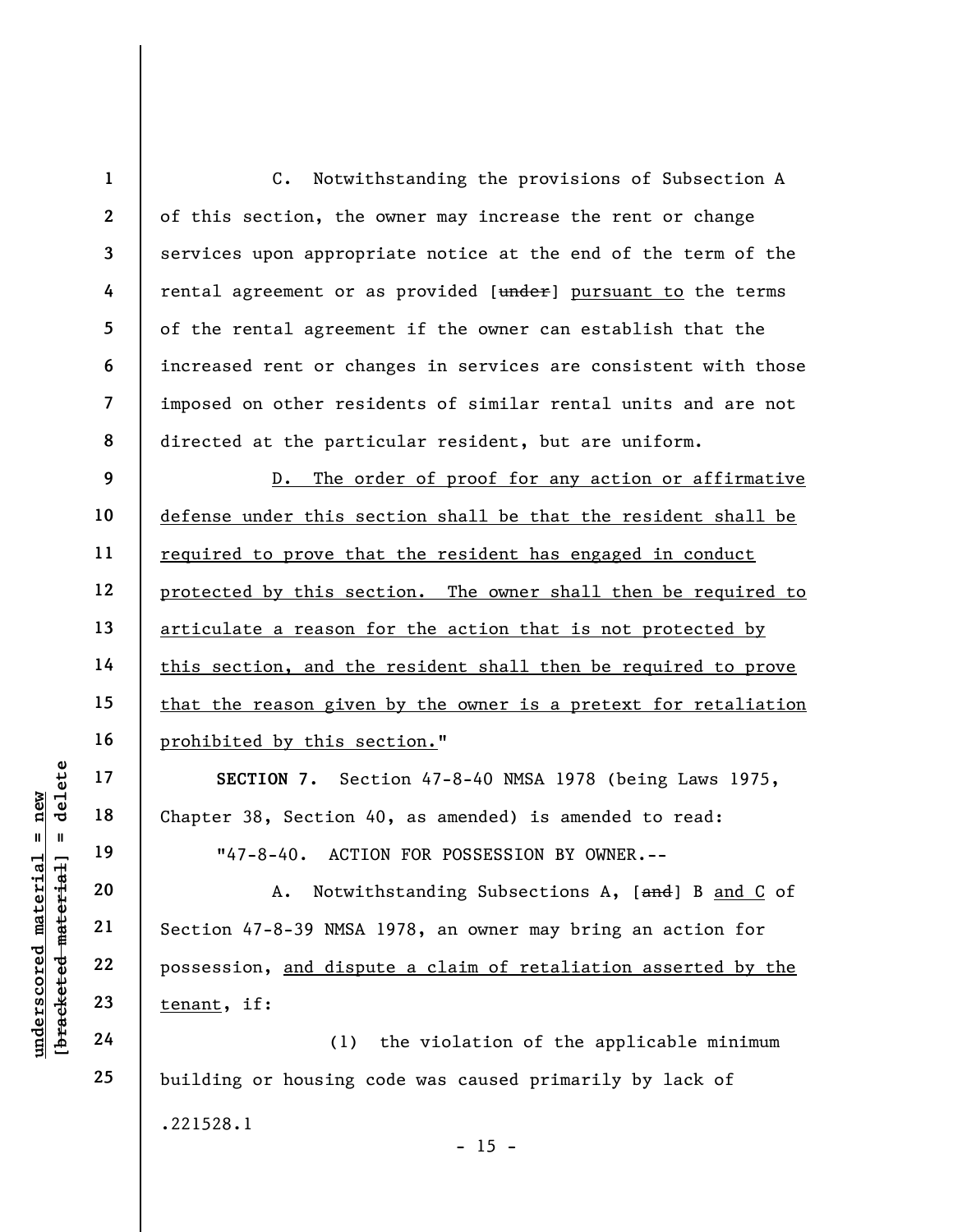C. Notwithstanding the provisions of Subsection A of this section, the owner may increase the rent or change services upon appropriate notice at the end of the term of the rental agreement or as provided [~~under~~] <u>pursuant to</u> the terms of the rental agreement if the owner can establish that the increased rent or changes in services are consistent with those imposed on other residents of similar rental units and are not directed at the particular resident, but are uniform.

<u>D. The order of proof for any action or affirmative defense under this section shall be that the resident shall be required to prove that the resident has engaged in conduct protected by this section. The owner shall then be required to articulate a reason for the action that is not protected by this section, and the resident shall then be required to prove that the reason given by the owner is a pretext for retaliation prohibited by this section.</u>"

**SECTION 7.** Section 47-8-40 NMSA 1978 (being Laws 1975, Chapter 38, Section 40, as amended) is amended to read:

"47-8-40. ACTION FOR POSSESSION BY OWNER.--

A. Notwithstanding Subsections A, [~~and~~] B <u>and C</u> of Section 47-8-39 NMSA 1978, an owner may bring an action for possession, <u>and dispute a claim of retaliation asserted by the tenant</u>, if:

(1) the violation of the applicable minimum building or housing code was caused primarily by lack of

.221528.1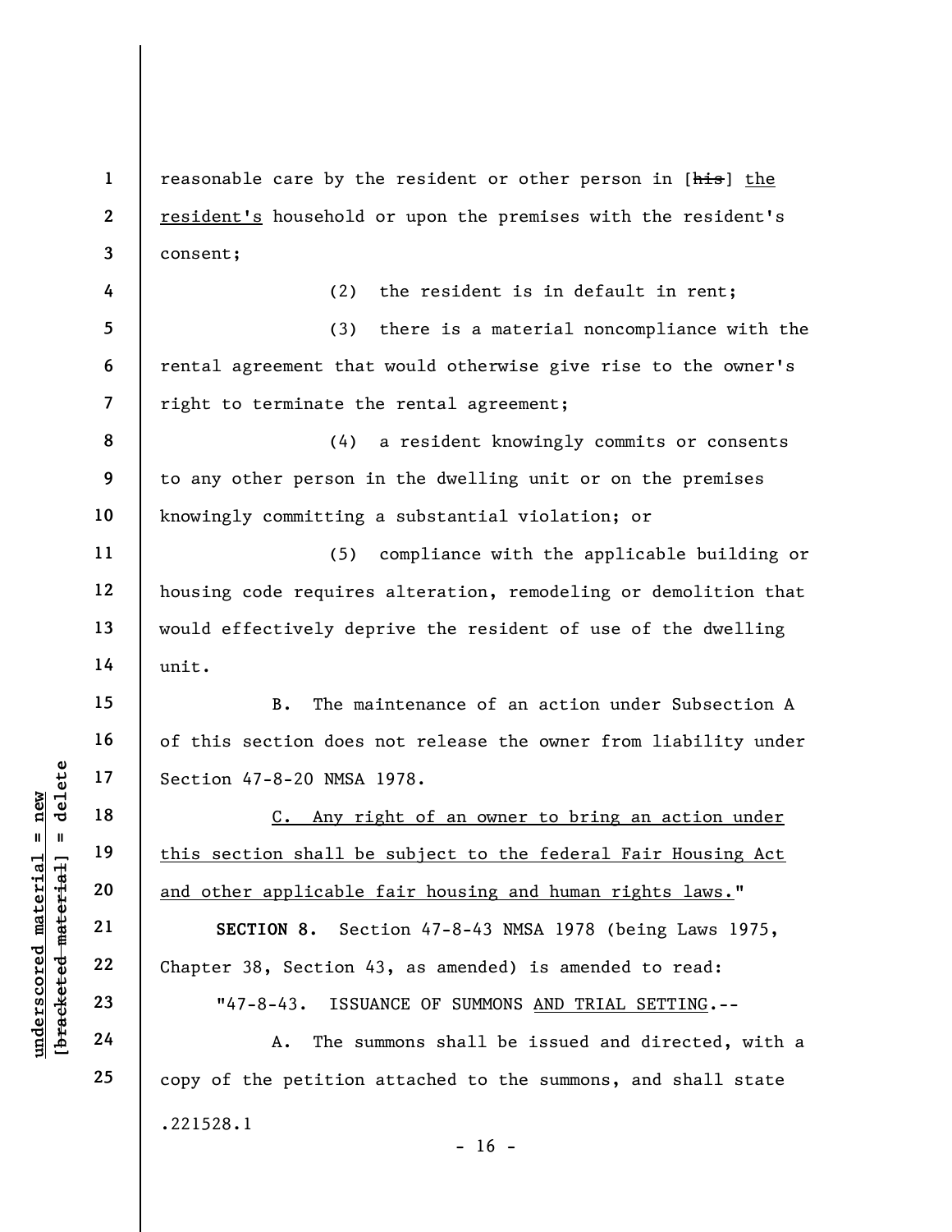reasonable care by the resident or other person in [~~his~~] <u>the resident's</u> household or upon the premises with the resident's consent;

(2) the resident is in default in rent;

(3) there is a material noncompliance with the rental agreement that would otherwise give rise to the owner's right to terminate the rental agreement;

(4) a resident knowingly commits or consents to any other person in the dwelling unit or on the premises knowingly committing a substantial violation; or

(5) compliance with the applicable building or housing code requires alteration, remodeling or demolition that would effectively deprive the resident of use of the dwelling unit.

B. The maintenance of an action under Subsection A of this section does not release the owner from liability under Section 47-8-20 NMSA 1978.

<u>C. Any right of an owner to bring an action under this section shall be subject to the federal Fair Housing Act and other applicable fair housing and human rights laws.</u>"

**SECTION 8.** Section 47-8-43 NMSA 1978 (being Laws 1975, Chapter 38, Section 43, as amended) is amended to read:

"47-8-43. ISSUANCE OF SUMMONS <u>AND TRIAL SETTING</u>.--

A. The summons shall be issued and directed, with a copy of the petition attached to the summons, and shall state

.221528.1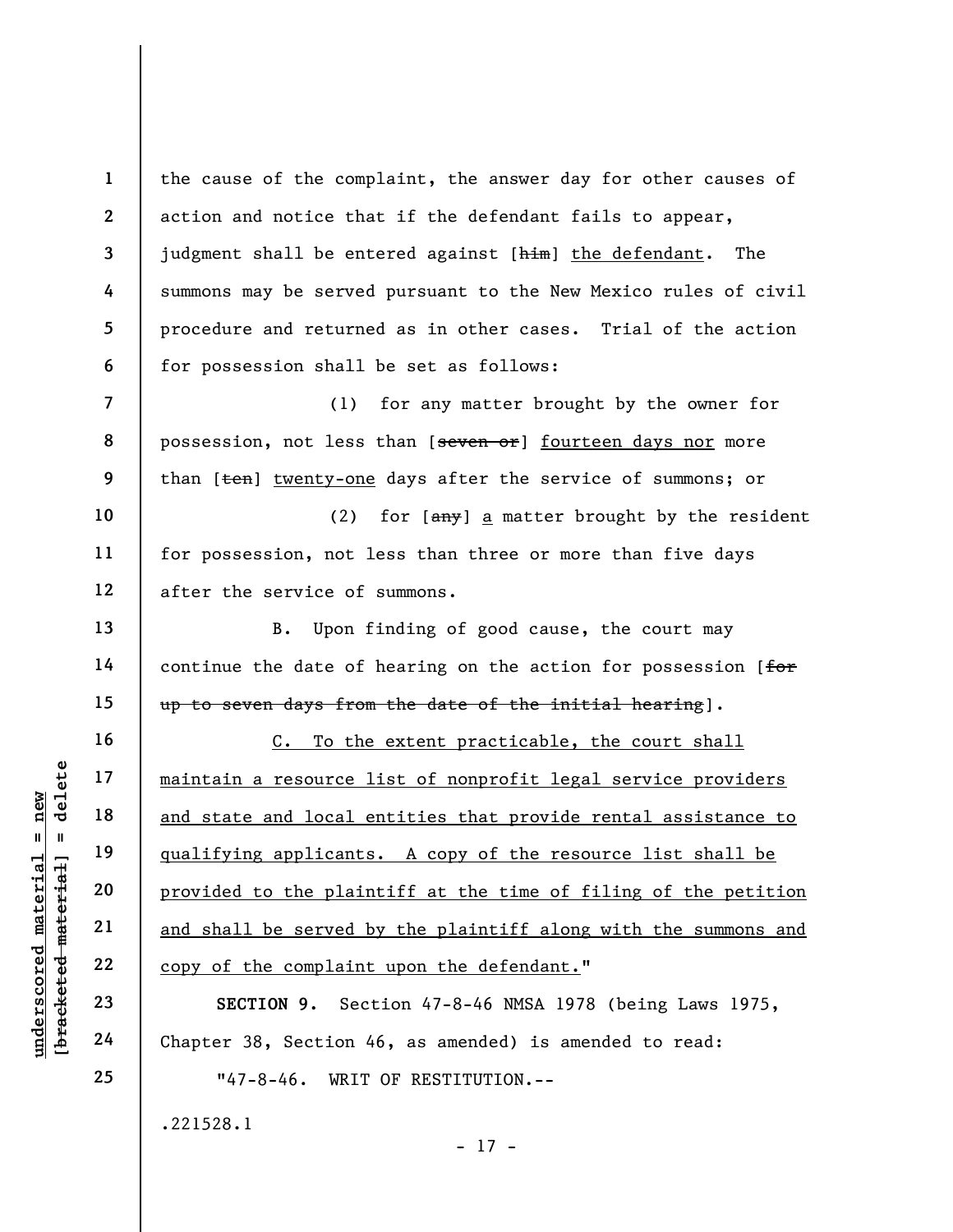the cause of the complaint, the answer day for other causes of action and notice that if the defendant fails to appear, judgment shall be entered against [~~him~~] <u>the defendant</u>. The summons may be served pursuant to the New Mexico rules of civil procedure and returned as in other cases. Trial of the action for possession shall be set as follows:

(1) for any matter brought by the owner for possession, not less than [~~seven or~~] <u>fourteen days nor</u> more than [~~ten~~] <u>twenty-one</u> days after the service of summons; or

(2) for [~~any~~] <u>a</u> matter brought by the resident for possession, not less than three or more than five days after the service of summons.

B. Upon finding of good cause, the court may continue the date of hearing on the action for possession [~~for up to seven days from the date of the initial hearing~~].

<u>C. To the extent practicable, the court shall maintain a resource list of nonprofit legal service providers and state and local entities that provide rental assistance to qualifying applicants. A copy of the resource list shall be provided to the plaintiff at the time of filing of the petition and shall be served by the plaintiff along with the summons and copy of the complaint upon the defendant.</u>"

**SECTION 9.** Section 47-8-46 NMSA 1978 (being Laws 1975, Chapter 38, Section 46, as amended) is amended to read:

"47-8-46. WRIT OF RESTITUTION.--

.221528.1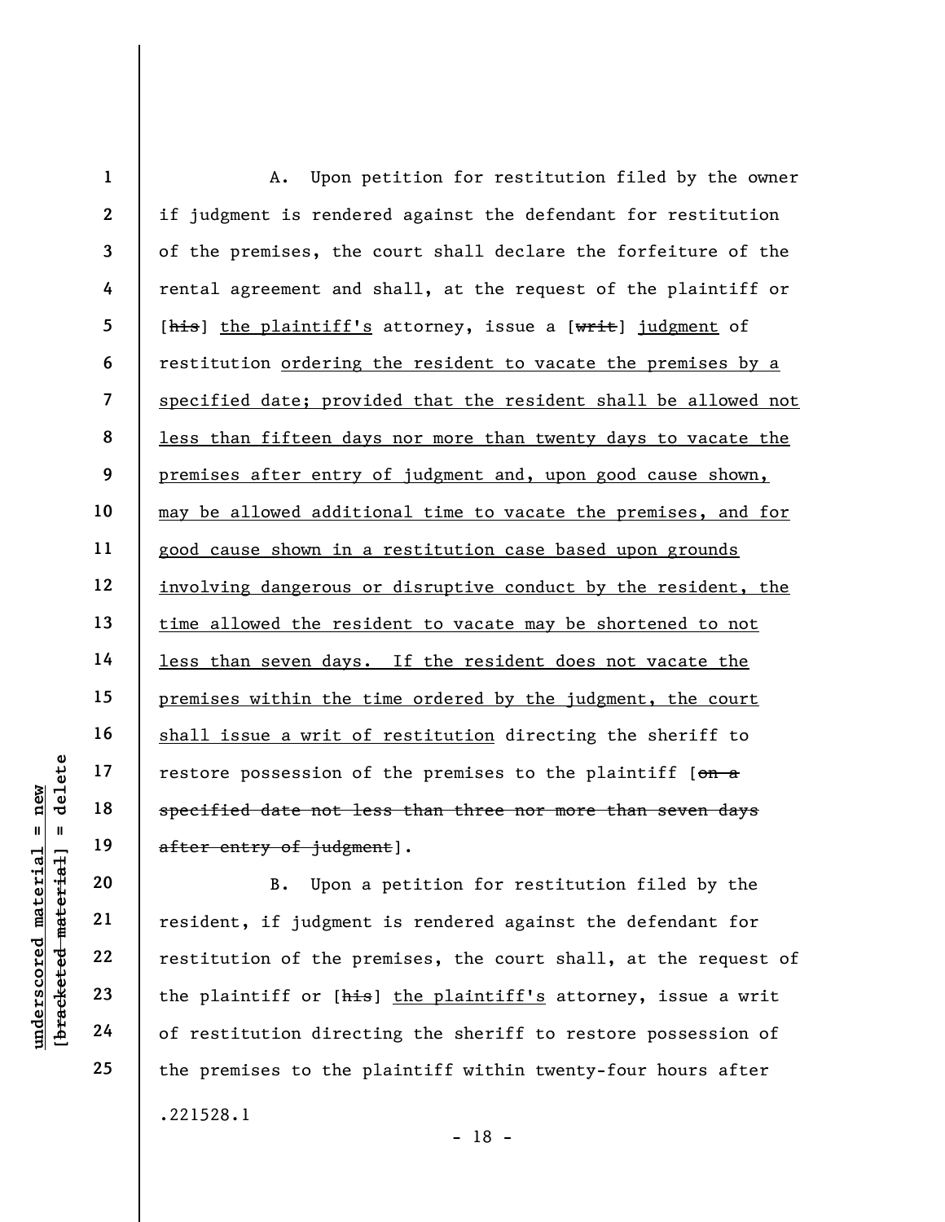A. Upon petition for restitution filed by the owner if judgment is rendered against the defendant for restitution of the premises, the court shall declare the forfeiture of the rental agreement and shall, at the request of the plaintiff or [~~his~~] <u>the plaintiff's</u> attorney, issue a [~~writ~~] <u>judgment</u> of restitution <u>ordering the resident to vacate the premises by a specified date; provided that the resident shall be allowed not less than fifteen days nor more than twenty days to vacate the premises after entry of judgment and, upon good cause shown, may be allowed additional time to vacate the premises, and for good cause shown in a restitution case based upon grounds involving dangerous or disruptive conduct by the resident, the time allowed the resident to vacate may be shortened to not less than seven days. If the resident does not vacate the premises within the time ordered by the judgment, the court shall issue a writ of restitution</u> directing the sheriff to restore possession of the premises to the plaintiff [~~on a specified date not less than three nor more than seven days after entry of judgment~~].

B. Upon a petition for restitution filed by the resident, if judgment is rendered against the defendant for restitution of the premises, the court shall, at the request of the plaintiff or [~~his~~] <u>the plaintiff's</u> attorney, issue a writ of restitution directing the sheriff to restore possession of the premises to the plaintiff within twenty-four hours after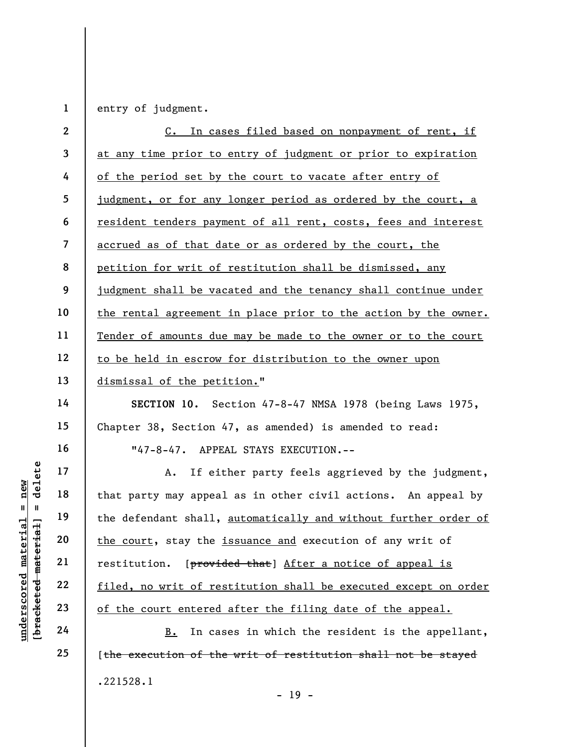entry of judgment.

<u>C. In cases filed based on nonpayment of rent, if at any time prior to entry of judgment or prior to expiration of the period set by the court to vacate after entry of judgment, or for any longer period as ordered by the court, a resident tenders payment of all rent, costs, fees and interest accrued as of that date or as ordered by the court, the petition for writ of restitution shall be dismissed, any judgment shall be vacated and the tenancy shall continue under the rental agreement in place prior to the action by the owner. Tender of amounts due may be made to the owner or to the court to be held in escrow for distribution to the owner upon dismissal of the petition.</u>"

**SECTION 10.** Section 47-8-47 NMSA 1978 (being Laws 1975, Chapter 38, Section 47, as amended) is amended to read:

"47-8-47. APPEAL STAYS EXECUTION.--

A. If either party feels aggrieved by the judgment, that party may appeal as in other civil actions. An appeal by the defendant shall, <u>automatically and without further order of the court</u>, stay the <u>issuance and</u> execution of any writ of restitution. [~~provided that~~] <u>After a notice of appeal is filed, no writ of restitution shall be executed except on order of the court entered after the filing date of the appeal.</u>

<u>B.</u> In cases in which the resident is the appellant, [~~the execution of the writ of restitution shall not be stayed~~

.221528.1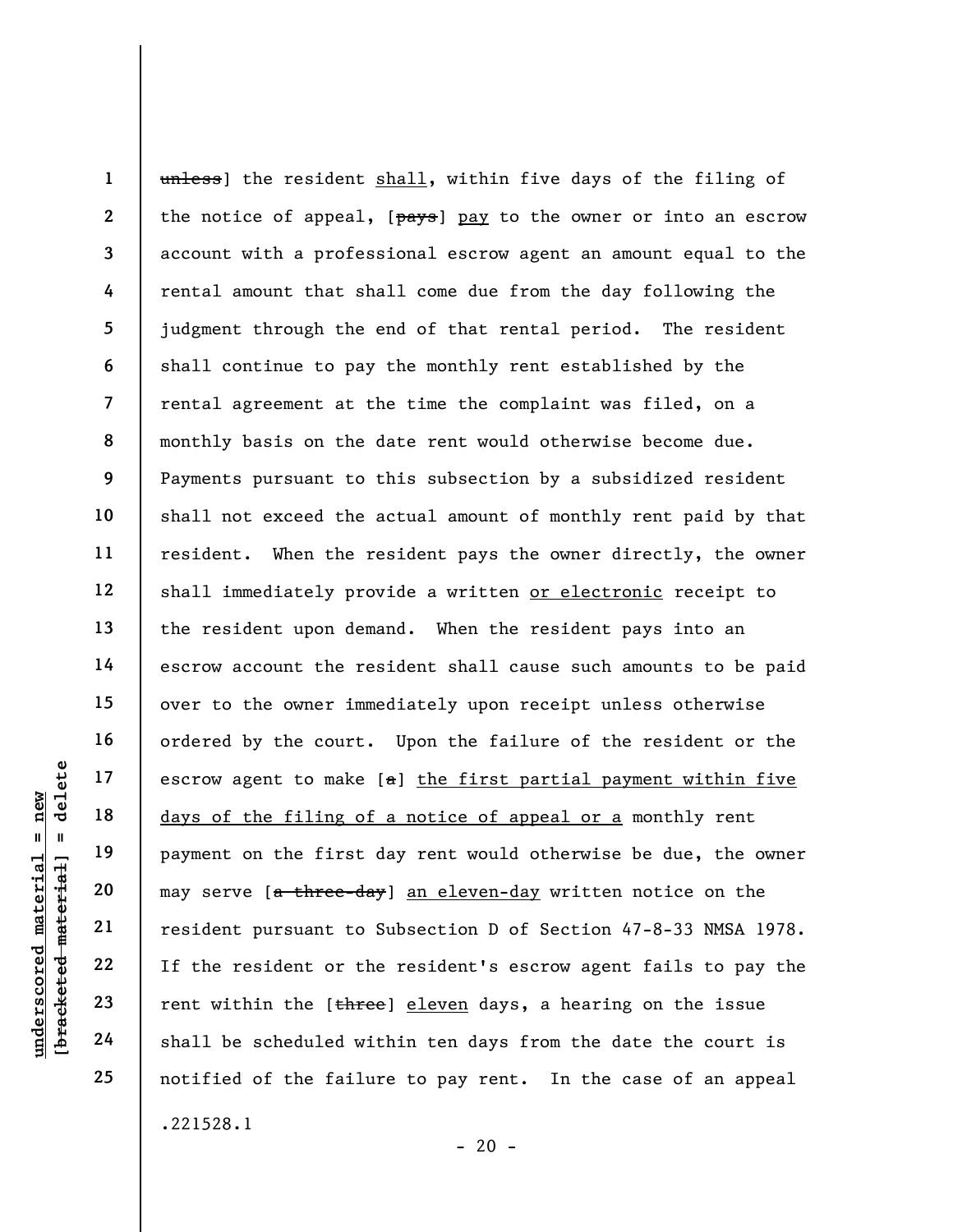~~unless~~] the resident <u>shall</u>, within five days of the filing of the notice of appeal, [~~pays~~] <u>pay</u> to the owner or into an escrow account with a professional escrow agent an amount equal to the rental amount that shall come due from the day following the judgment through the end of that rental period. The resident shall continue to pay the monthly rent established by the rental agreement at the time the complaint was filed, on a monthly basis on the date rent would otherwise become due. Payments pursuant to this subsection by a subsidized resident shall not exceed the actual amount of monthly rent paid by that resident. When the resident pays the owner directly, the owner shall immediately provide a written <u>or electronic</u> receipt to the resident upon demand. When the resident pays into an escrow account the resident shall cause such amounts to be paid over to the owner immediately upon receipt unless otherwise ordered by the court. Upon the failure of the resident or the escrow agent to make [~~a~~] <u>the first partial payment within five days of the filing of a notice of appeal or a</u> monthly rent payment on the first day rent would otherwise be due, the owner may serve [~~a three-day~~] <u>an eleven-day</u> written notice on the resident pursuant to Subsection D of Section 47-8-33 NMSA 1978. If the resident or the resident's escrow agent fails to pay the rent within the [~~three~~] <u>eleven</u> days, a hearing on the issue shall be scheduled within ten days from the date the court is notified of the failure to pay rent. In the case of an appeal

.221528.1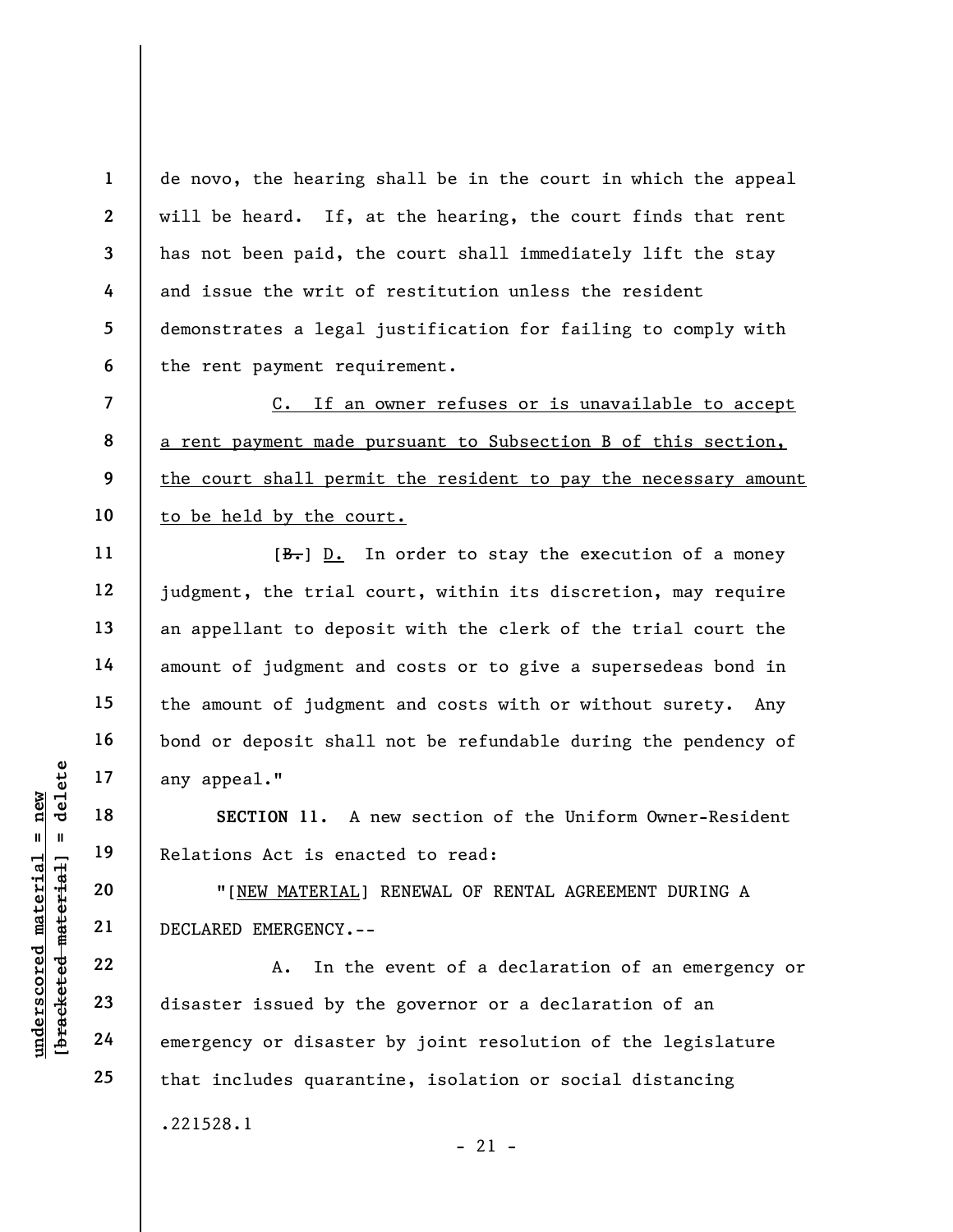de novo, the hearing shall be in the court in which the appeal will be heard. If, at the hearing, the court finds that rent has not been paid, the court shall immediately lift the stay and issue the writ of restitution unless the resident demonstrates a legal justification for failing to comply with the rent payment requirement.

<u>C. If an owner refuses or is unavailable to accept a rent payment made pursuant to Subsection B of this section, the court shall permit the resident to pay the necessary amount to be held by the court.</u>

[~~B.~~] <u>D.</u> In order to stay the execution of a money judgment, the trial court, within its discretion, may require an appellant to deposit with the clerk of the trial court the amount of judgment and costs or to give a supersedeas bond in the amount of judgment and costs with or without surety. Any bond or deposit shall not be refundable during the pendency of any appeal."

**SECTION 11.** A new section of the Uniform Owner-Resident Relations Act is enacted to read:

"[<u>NEW MATERIAL</u>] RENEWAL OF RENTAL AGREEMENT DURING A DECLARED EMERGENCY.--

A. In the event of a declaration of an emergency or disaster issued by the governor or a declaration of an emergency or disaster by joint resolution of the legislature that includes quarantine, isolation or social distancing

.221528.1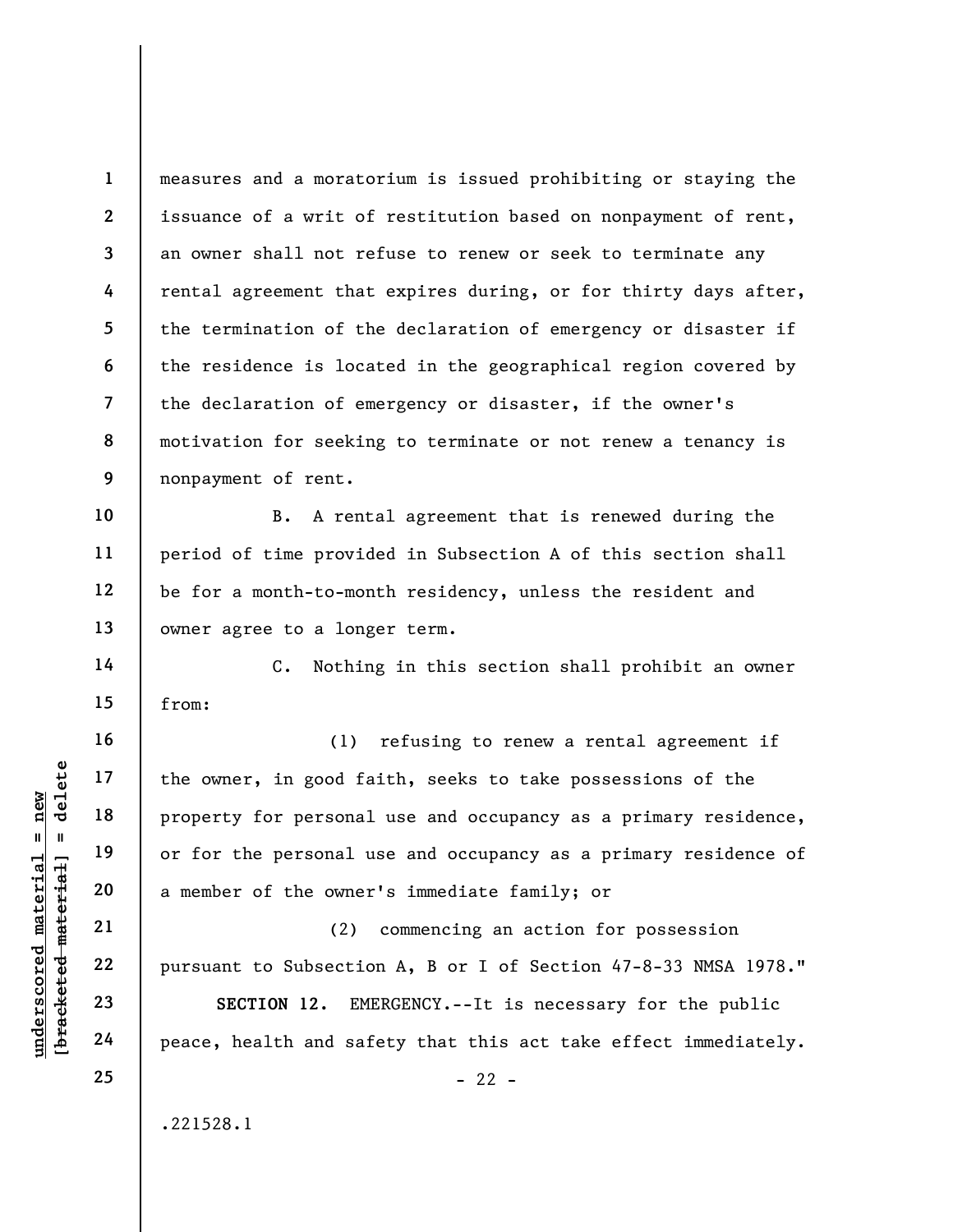measures and a moratorium is issued prohibiting or staying the issuance of a writ of restitution based on nonpayment of rent, an owner shall not refuse to renew or seek to terminate any rental agreement that expires during, or for thirty days after, the termination of the declaration of emergency or disaster if the residence is located in the geographical region covered by the declaration of emergency or disaster, if the owner's motivation for seeking to terminate or not renew a tenancy is nonpayment of rent.

B. A rental agreement that is renewed during the period of time provided in Subsection A of this section shall be for a month-to-month residency, unless the resident and owner agree to a longer term.

C. Nothing in this section shall prohibit an owner from:

(1) refusing to renew a rental agreement if the owner, in good faith, seeks to take possessions of the property for personal use and occupancy as a primary residence, or for the personal use and occupancy as a primary residence of a member of the owner's immediate family; or

(2) commencing an action for possession pursuant to Subsection A, B or I of Section 47-8-33 NMSA 1978."

**SECTION 12.** EMERGENCY.--It is necessary for the public peace, health and safety that this act take effect immediately.

.221528.1